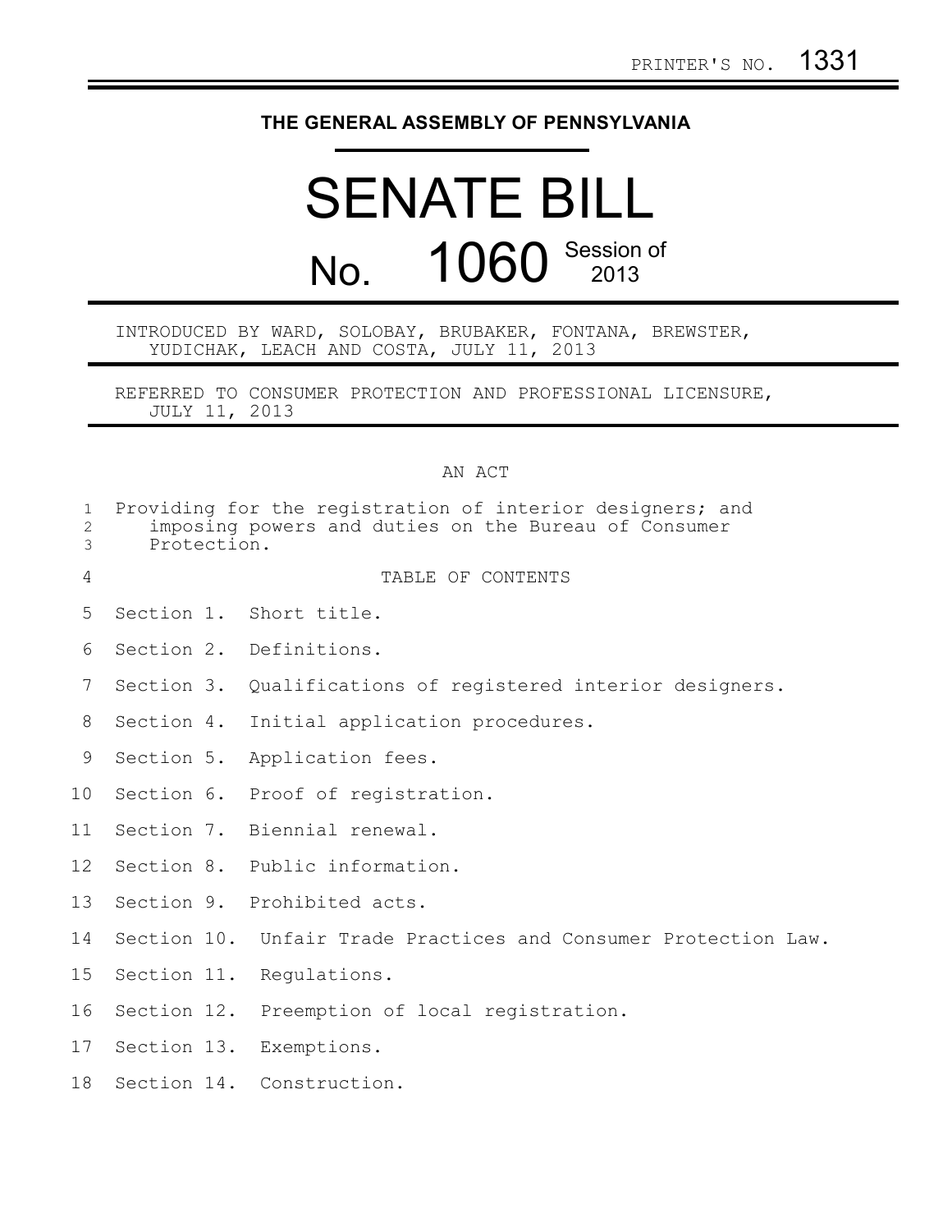PRINTER'S NO. 1331

# THE GENERAL ASSEMBLY OF PENNSYLVANIA

# SENATE BILL

## No. 1060 Session of 2013

INTRODUCED BY WARD, SOLOBAY, BRUBAKER, FONTANA, BREWSTER, YUDICHAK, LEACH AND COSTA, JULY 11, 2013

REFERRED TO CONSUMER PROTECTION AND PROFESSIONAL LICENSURE, JULY 11, 2013

AN ACT

Providing for the registration of interior designers; and imposing powers and duties on the Bureau of Consumer Protection.

TABLE OF CONTENTS

Section 1. Short title.

Section 2. Definitions.

Section 3. Qualifications of registered interior designers.

Section 4. Initial application procedures.

Section 5. Application fees.

Section 6. Proof of registration.

Section 7. Biennial renewal.

Section 8. Public information.

Section 9. Prohibited acts.

Section 10. Unfair Trade Practices and Consumer Protection Law.

Section 11. Regulations.

Section 12. Preemption of local registration.

Section 13. Exemptions.

Section 14. Construction.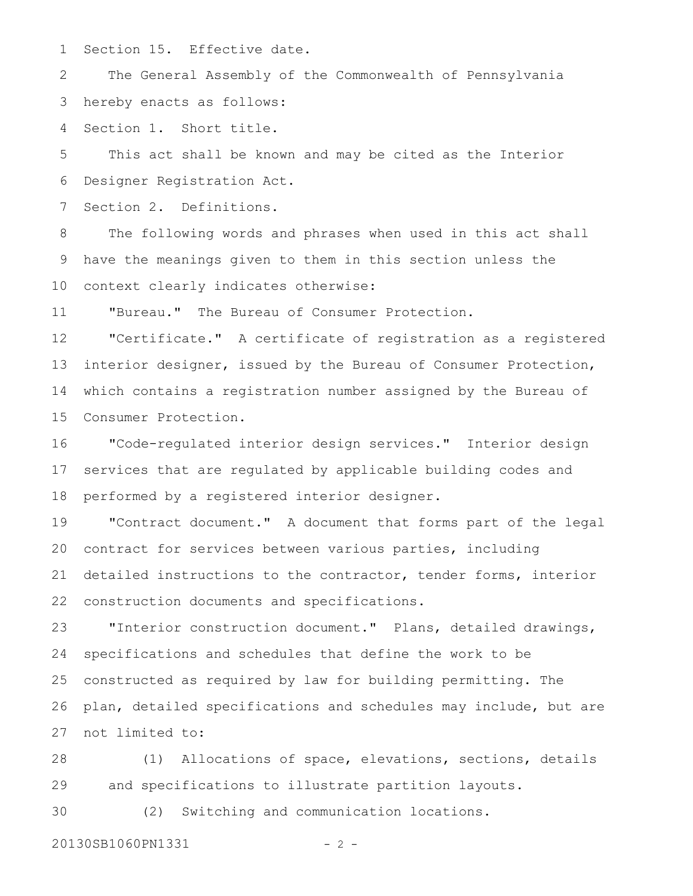Section 15. Effective date.

The General Assembly of the Commonwealth of Pennsylvania hereby enacts as follows:

Section 1. Short title.

This act shall be known and may be cited as the Interior Designer Registration Act.

Section 2. Definitions.

The following words and phrases when used in this act shall have the meanings given to them in this section unless the context clearly indicates otherwise:

"Bureau." The Bureau of Consumer Protection.

"Certificate." A certificate of registration as a registered interior designer, issued by the Bureau of Consumer Protection, which contains a registration number assigned by the Bureau of Consumer Protection.

"Code-regulated interior design services." Interior design services that are regulated by applicable building codes and performed by a registered interior designer.

"Contract document." A document that forms part of the legal contract for services between various parties, including detailed instructions to the contractor, tender forms, interior construction documents and specifications.

"Interior construction document." Plans, detailed drawings, specifications and schedules that define the work to be constructed as required by law for building permitting. The plan, detailed specifications and schedules may include, but are not limited to:

(1) Allocations of space, elevations, sections, details and specifications to illustrate partition layouts.

(2) Switching and communication locations.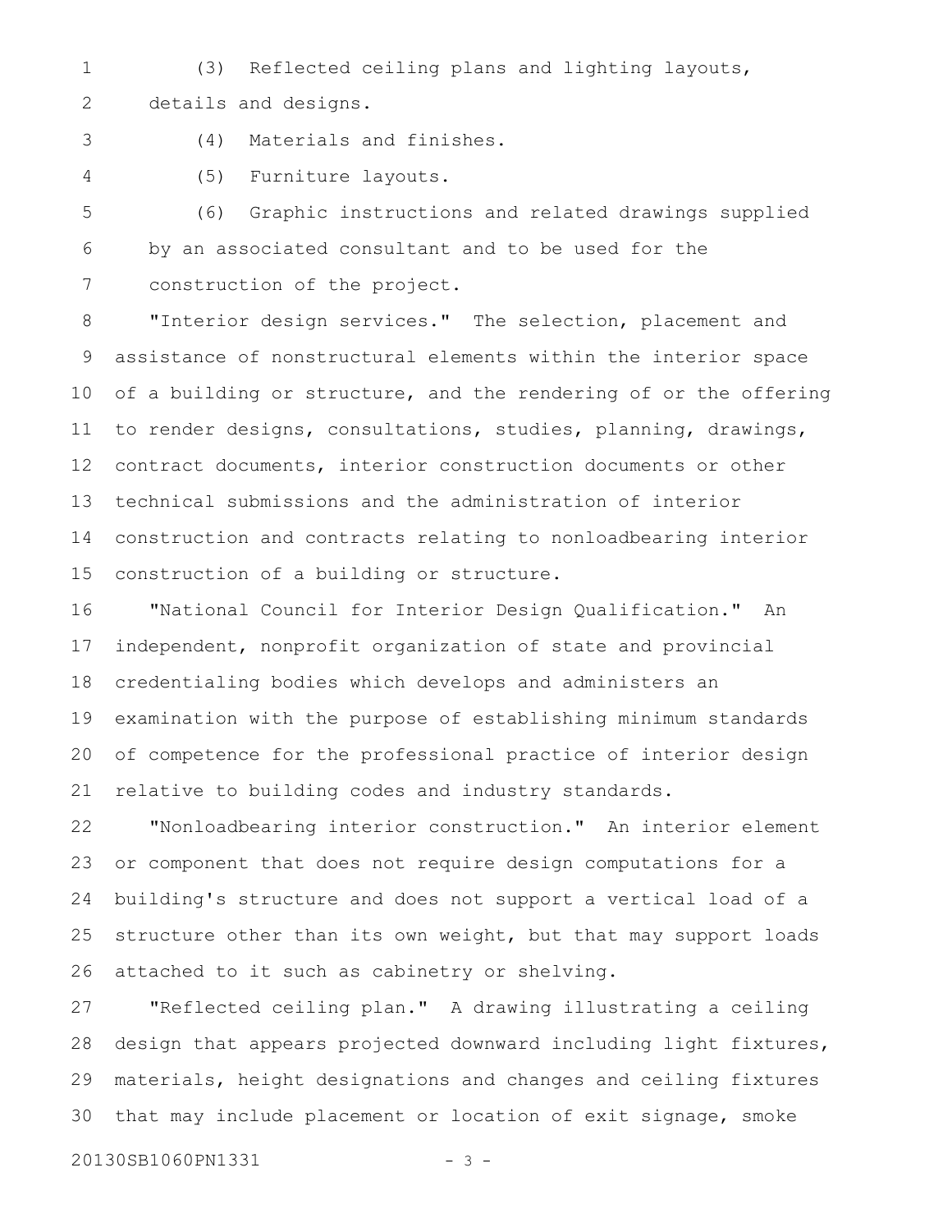(3) Reflected ceiling plans and lighting layouts, details and designs.

(4) Materials and finishes.

(5) Furniture layouts.

(6) Graphic instructions and related drawings supplied by an associated consultant and to be used for the construction of the project.

"Interior design services." The selection, placement and assistance of nonstructural elements within the interior space of a building or structure, and the rendering of or the offering to render designs, consultations, studies, planning, drawings, contract documents, interior construction documents or other technical submissions and the administration of interior construction and contracts relating to nonloadbearing interior construction of a building or structure.

"National Council for Interior Design Qualification." An independent, nonprofit organization of state and provincial credentialing bodies which develops and administers an examination with the purpose of establishing minimum standards of competence for the professional practice of interior design relative to building codes and industry standards.

"Nonloadbearing interior construction." An interior element or component that does not require design computations for a building's structure and does not support a vertical load of a structure other than its own weight, but that may support loads attached to it such as cabinetry or shelving.

"Reflected ceiling plan." A drawing illustrating a ceiling design that appears projected downward including light fixtures, materials, height designations and changes and ceiling fixtures that may include placement or location of exit signage, smoke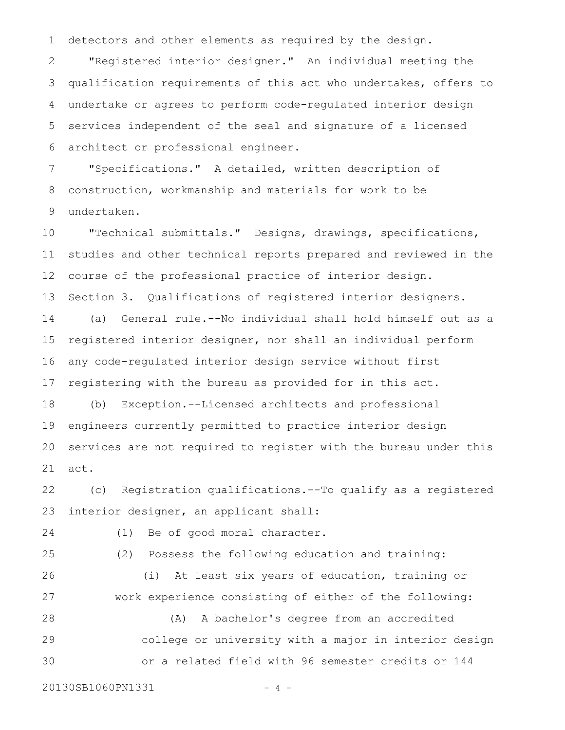detectors and other elements as required by the design.

"Registered interior designer." An individual meeting the qualification requirements of this act who undertakes, offers to undertake or agrees to perform code-regulated interior design services independent of the seal and signature of a licensed architect or professional engineer.

"Specifications." A detailed, written description of construction, workmanship and materials for work to be undertaken.

"Technical submittals." Designs, drawings, specifications, studies and other technical reports prepared and reviewed in the course of the professional practice of interior design.

Section 3. Qualifications of registered interior designers.

(a) General rule.--No individual shall hold himself out as a registered interior designer, nor shall an individual perform any code-regulated interior design service without first registering with the bureau as provided for in this act.

(b) Exception.--Licensed architects and professional engineers currently permitted to practice interior design services are not required to register with the bureau under this act.

(c) Registration qualifications.--To qualify as a registered interior designer, an applicant shall:

(1) Be of good moral character.

(2) Possess the following education and training:

(i) At least six years of education, training or work experience consisting of either of the following:

(A) A bachelor's degree from an accredited college or university with a major in interior design or a related field with 96 semester credits or 144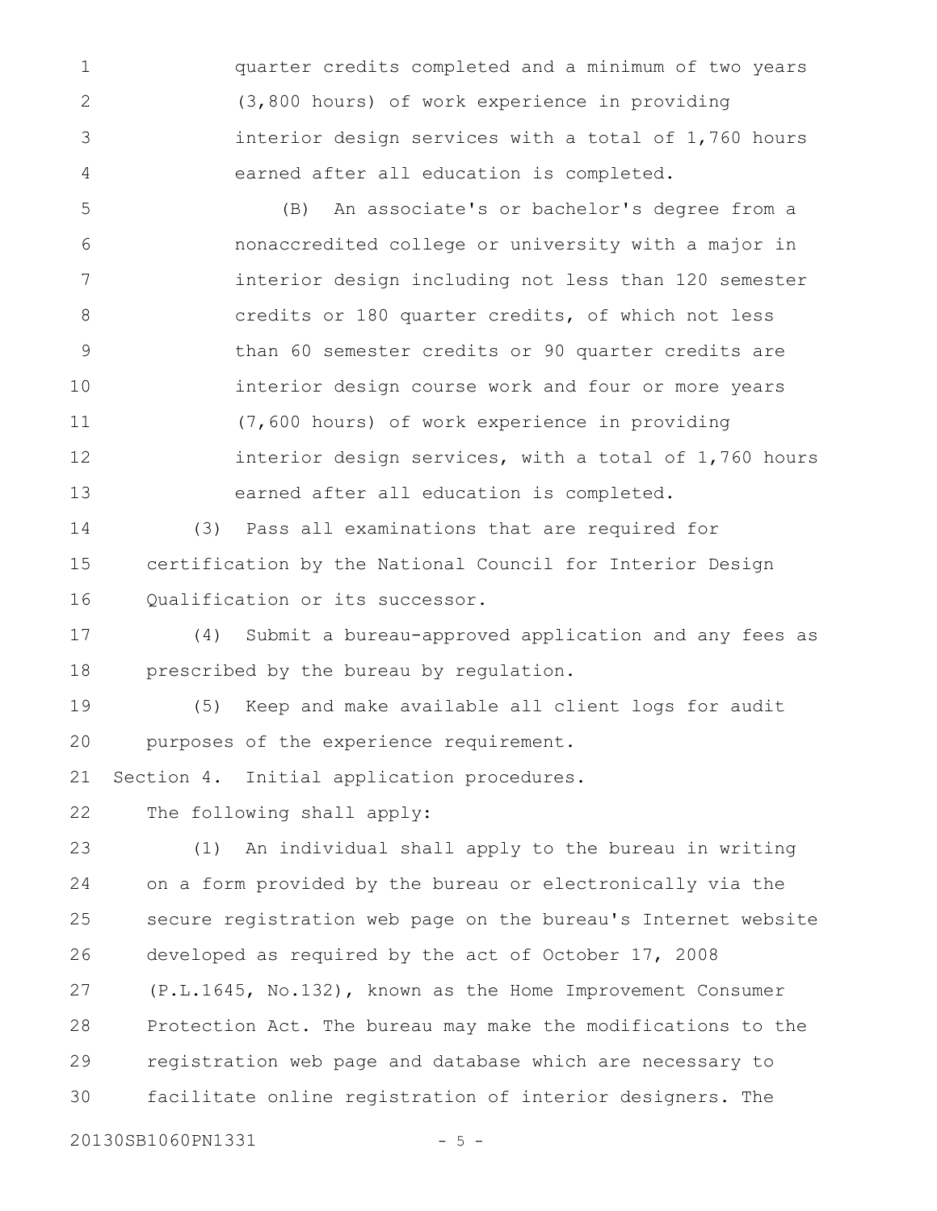quarter credits completed and a minimum of two years (3,800 hours) of work experience in providing interior design services with a total of 1,760 hours earned after all education is completed.

(B) An associate's or bachelor's degree from a nonaccredited college or university with a major in interior design including not less than 120 semester credits or 180 quarter credits, of which not less than 60 semester credits or 90 quarter credits are interior design course work and four or more years (7,600 hours) of work experience in providing interior design services, with a total of 1,760 hours earned after all education is completed.

(3) Pass all examinations that are required for certification by the National Council for Interior Design Qualification or its successor.

(4) Submit a bureau-approved application and any fees as prescribed by the bureau by regulation.

(5) Keep and make available all client logs for audit purposes of the experience requirement.

Section 4. Initial application procedures.

The following shall apply:

(1) An individual shall apply to the bureau in writing on a form provided by the bureau or electronically via the secure registration web page on the bureau's Internet website developed as required by the act of October 17, 2008 (P.L.1645, No.132), known as the Home Improvement Consumer Protection Act. The bureau may make the modifications to the registration web page and database which are necessary to facilitate online registration of interior designers. The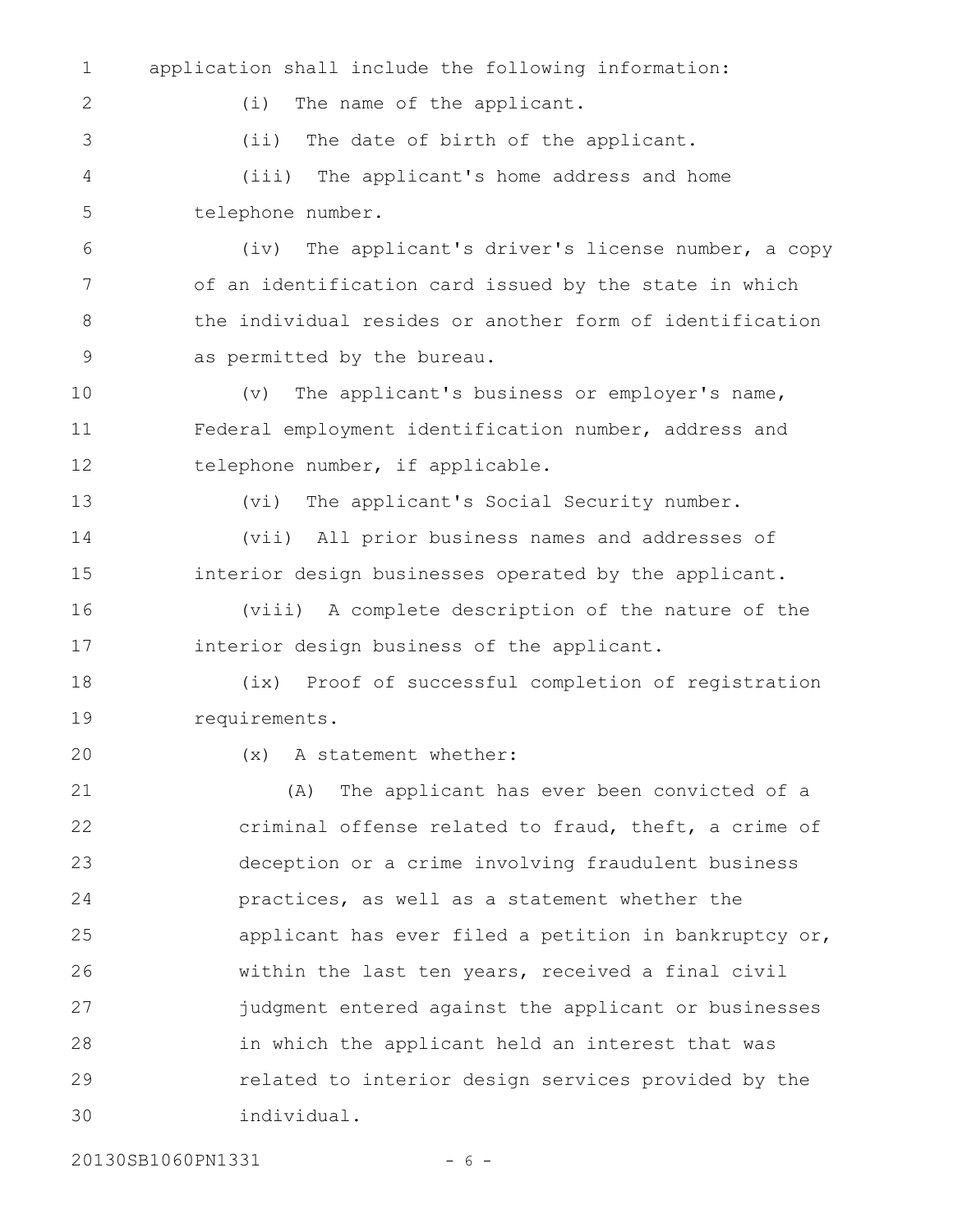application shall include the following information:

(i) The name of the applicant.

(ii) The date of birth of the applicant.

(iii) The applicant's home address and home telephone number.

(iv) The applicant's driver's license number, a copy of an identification card issued by the state in which the individual resides or another form of identification as permitted by the bureau.

(v) The applicant's business or employer's name, Federal employment identification number, address and telephone number, if applicable.

(vi) The applicant's Social Security number.

(vii) All prior business names and addresses of interior design businesses operated by the applicant.

(viii) A complete description of the nature of the interior design business of the applicant.

(ix) Proof of successful completion of registration requirements.

(x) A statement whether:

(A) The applicant has ever been convicted of a criminal offense related to fraud, theft, a crime of deception or a crime involving fraudulent business practices, as well as a statement whether the applicant has ever filed a petition in bankruptcy or, within the last ten years, received a final civil judgment entered against the applicant or businesses in which the applicant held an interest that was related to interior design services provided by the individual.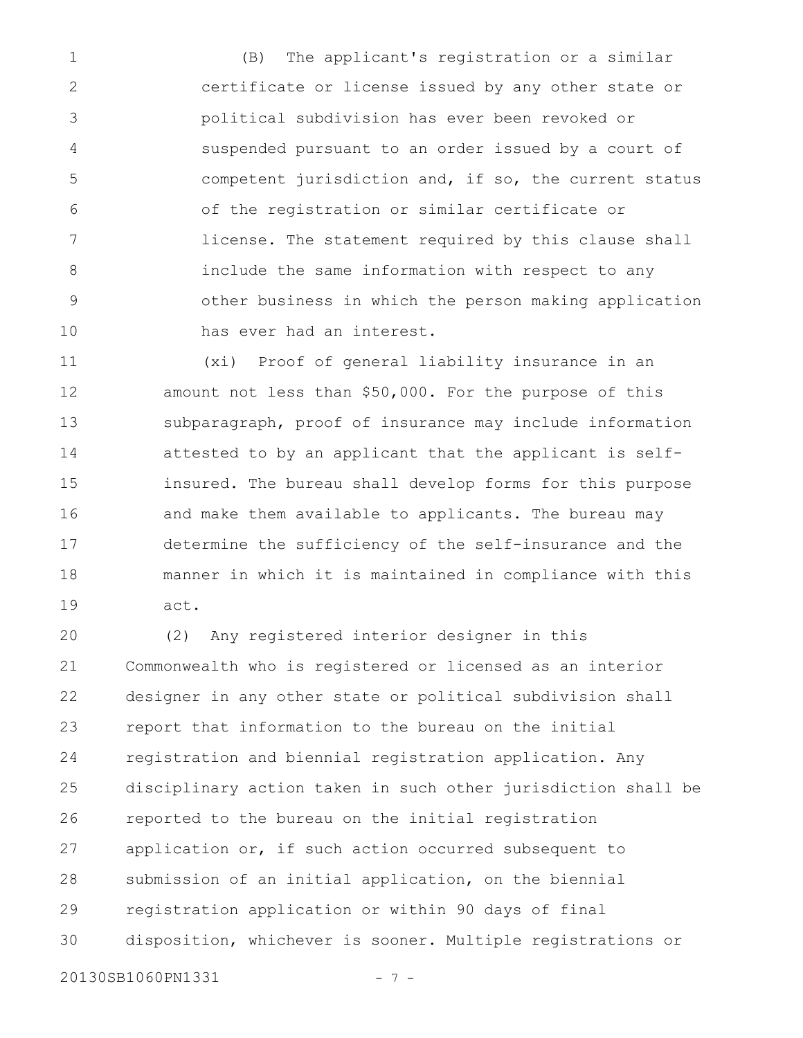(B) The applicant's registration or a similar certificate or license issued by any other state or political subdivision has ever been revoked or suspended pursuant to an order issued by a court of competent jurisdiction and, if so, the current status of the registration or similar certificate or license. The statement required by this clause shall include the same information with respect to any other business in which the person making application has ever had an interest.

(xi) Proof of general liability insurance in an amount not less than $50,000. For the purpose of this subparagraph, proof of insurance may include information attested to by an applicant that the applicant is self-insured. The bureau shall develop forms for this purpose and make them available to applicants. The bureau may determine the sufficiency of the self-insurance and the manner in which it is maintained in compliance with this act.

(2) Any registered interior designer in this Commonwealth who is registered or licensed as an interior designer in any other state or political subdivision shall report that information to the bureau on the initial registration and biennial registration application. Any disciplinary action taken in such other jurisdiction shall be reported to the bureau on the initial registration application or, if such action occurred subsequent to submission of an initial application, on the biennial registration application or within 90 days of final disposition, whichever is sooner. Multiple registrations or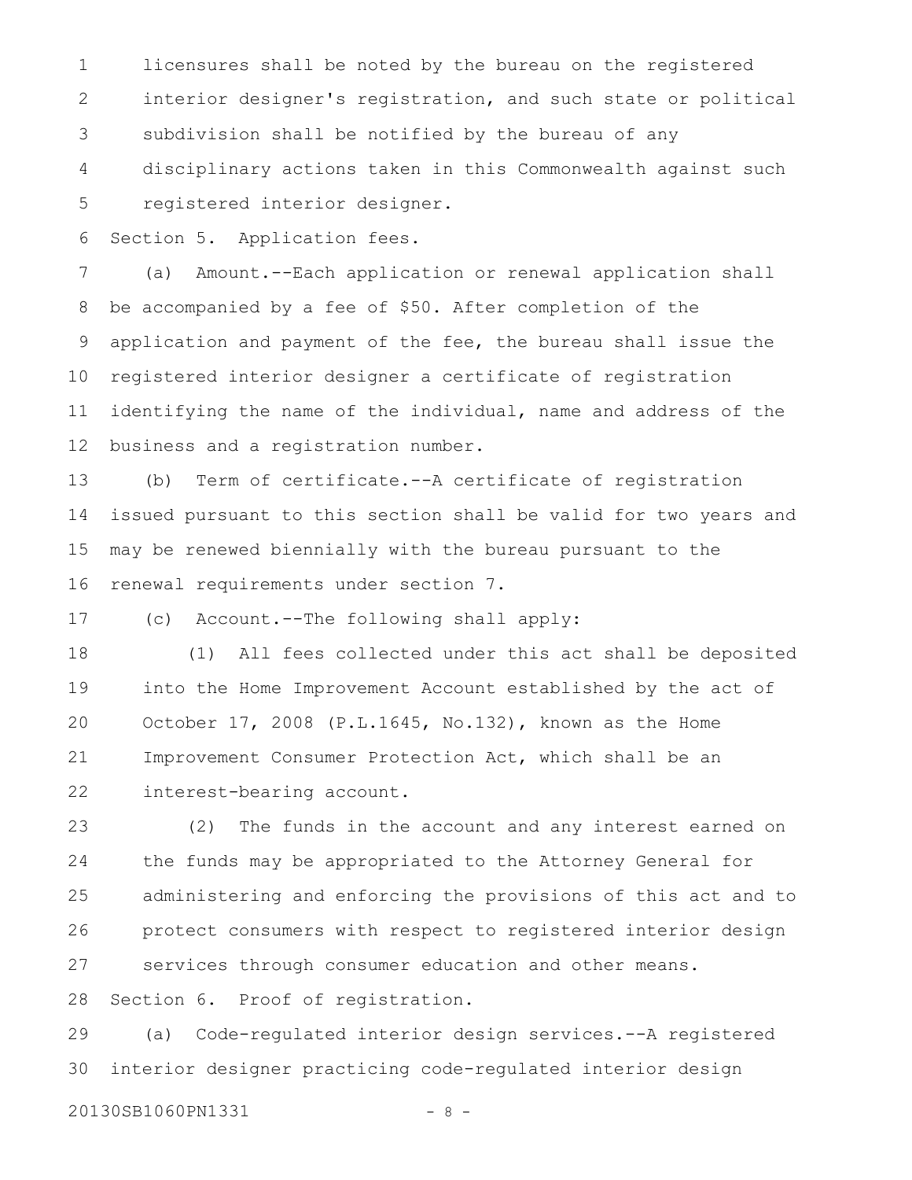licensures shall be noted by the bureau on the registered interior designer's registration, and such state or political subdivision shall be notified by the bureau of any disciplinary actions taken in this Commonwealth against such registered interior designer.

Section 5. Application fees.

(a) Amount.--Each application or renewal application shall be accompanied by a fee of $50. After completion of the application and payment of the fee, the bureau shall issue the registered interior designer a certificate of registration identifying the name of the individual, name and address of the business and a registration number.

(b) Term of certificate.--A certificate of registration issued pursuant to this section shall be valid for two years and may be renewed biennially with the bureau pursuant to the renewal requirements under section 7.

(c) Account.--The following shall apply:

(1) All fees collected under this act shall be deposited into the Home Improvement Account established by the act of October 17, 2008 (P.L.1645, No.132), known as the Home Improvement Consumer Protection Act, which shall be an interest-bearing account.

(2) The funds in the account and any interest earned on the funds may be appropriated to the Attorney General for administering and enforcing the provisions of this act and to protect consumers with respect to registered interior design services through consumer education and other means.

Section 6. Proof of registration.

(a) Code-regulated interior design services.--A registered interior designer practicing code-regulated interior design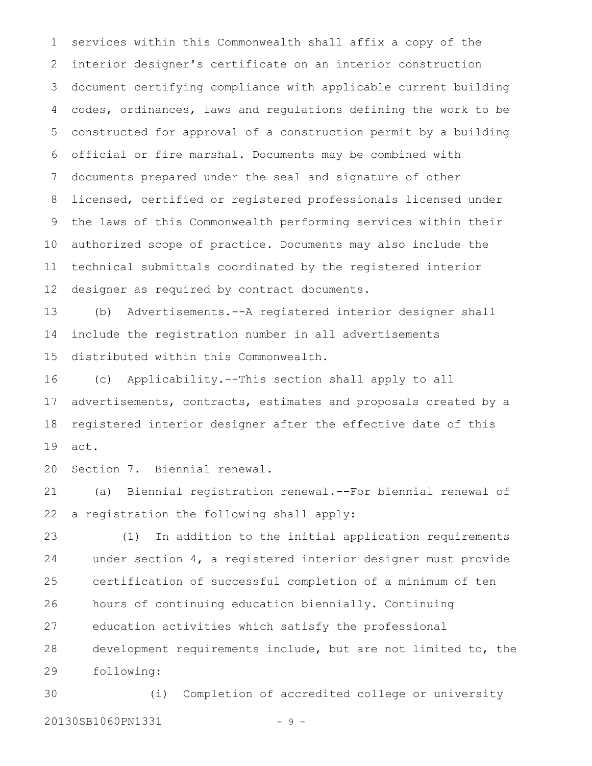services within this Commonwealth shall affix a copy of the interior designer's certificate on an interior construction document certifying compliance with applicable current building codes, ordinances, laws and regulations defining the work to be constructed for approval of a construction permit by a building official or fire marshal. Documents may be combined with documents prepared under the seal and signature of other licensed, certified or registered professionals licensed under the laws of this Commonwealth performing services within their authorized scope of practice. Documents may also include the technical submittals coordinated by the registered interior designer as required by contract documents.

(b) Advertisements.--A registered interior designer shall include the registration number in all advertisements distributed within this Commonwealth.

(c) Applicability.--This section shall apply to all advertisements, contracts, estimates and proposals created by a registered interior designer after the effective date of this act.

Section 7. Biennial renewal.

(a) Biennial registration renewal.--For biennial renewal of a registration the following shall apply:

(1) In addition to the initial application requirements under section 4, a registered interior designer must provide certification of successful completion of a minimum of ten hours of continuing education biennially. Continuing education activities which satisfy the professional development requirements include, but are not limited to, the following:

(i) Completion of accredited college or university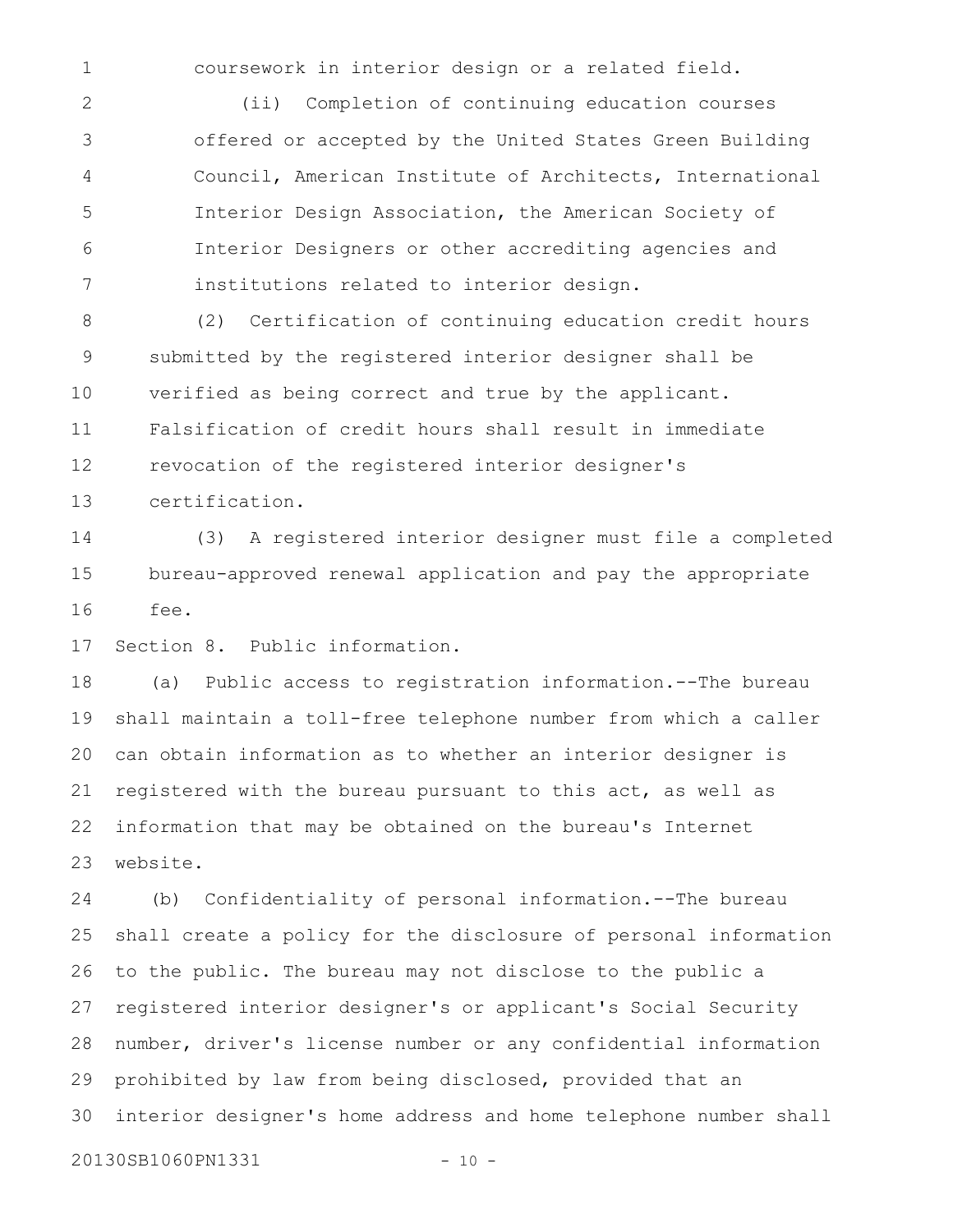coursework in interior design or a related field.

(ii) Completion of continuing education courses offered or accepted by the United States Green Building Council, American Institute of Architects, International Interior Design Association, the American Society of Interior Designers or other accrediting agencies and institutions related to interior design.

(2) Certification of continuing education credit hours submitted by the registered interior designer shall be verified as being correct and true by the applicant. Falsification of credit hours shall result in immediate revocation of the registered interior designer's certification.

(3) A registered interior designer must file a completed bureau-approved renewal application and pay the appropriate fee.

Section 8. Public information.

(a) Public access to registration information.--The bureau shall maintain a toll-free telephone number from which a caller can obtain information as to whether an interior designer is registered with the bureau pursuant to this act, as well as information that may be obtained on the bureau's Internet website.

(b) Confidentiality of personal information.--The bureau shall create a policy for the disclosure of personal information to the public. The bureau may not disclose to the public a registered interior designer's or applicant's Social Security number, driver's license number or any confidential information prohibited by law from being disclosed, provided that an interior designer's home address and home telephone number shall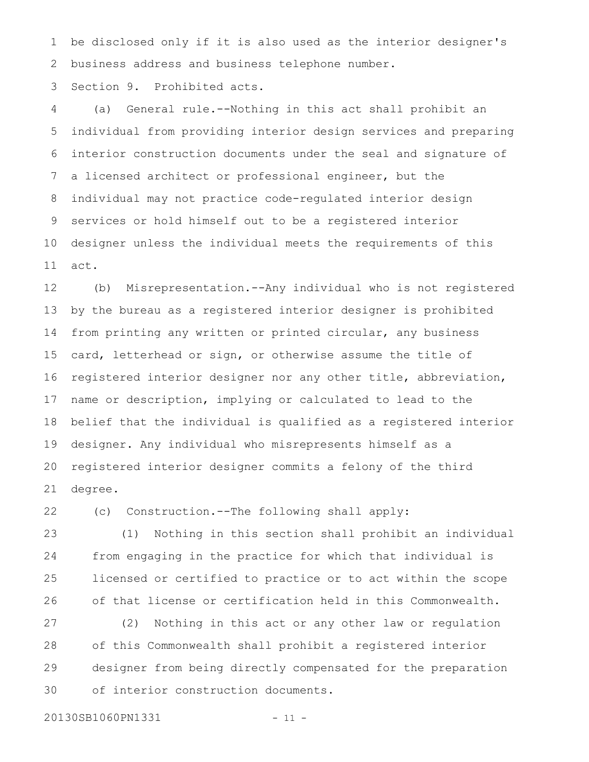be disclosed only if it is also used as the interior designer's business address and business telephone number.

Section 9. Prohibited acts.

(a) General rule.--Nothing in this act shall prohibit an individual from providing interior design services and preparing interior construction documents under the seal and signature of a licensed architect or professional engineer, but the individual may not practice code-regulated interior design services or hold himself out to be a registered interior designer unless the individual meets the requirements of this act.

(b) Misrepresentation.--Any individual who is not registered by the bureau as a registered interior designer is prohibited from printing any written or printed circular, any business card, letterhead or sign, or otherwise assume the title of registered interior designer nor any other title, abbreviation, name or description, implying or calculated to lead to the belief that the individual is qualified as a registered interior designer. Any individual who misrepresents himself as a registered interior designer commits a felony of the third degree.

(c) Construction.--The following shall apply:

(1) Nothing in this section shall prohibit an individual from engaging in the practice for which that individual is licensed or certified to practice or to act within the scope of that license or certification held in this Commonwealth.

(2) Nothing in this act or any other law or regulation of this Commonwealth shall prohibit a registered interior designer from being directly compensated for the preparation of interior construction documents.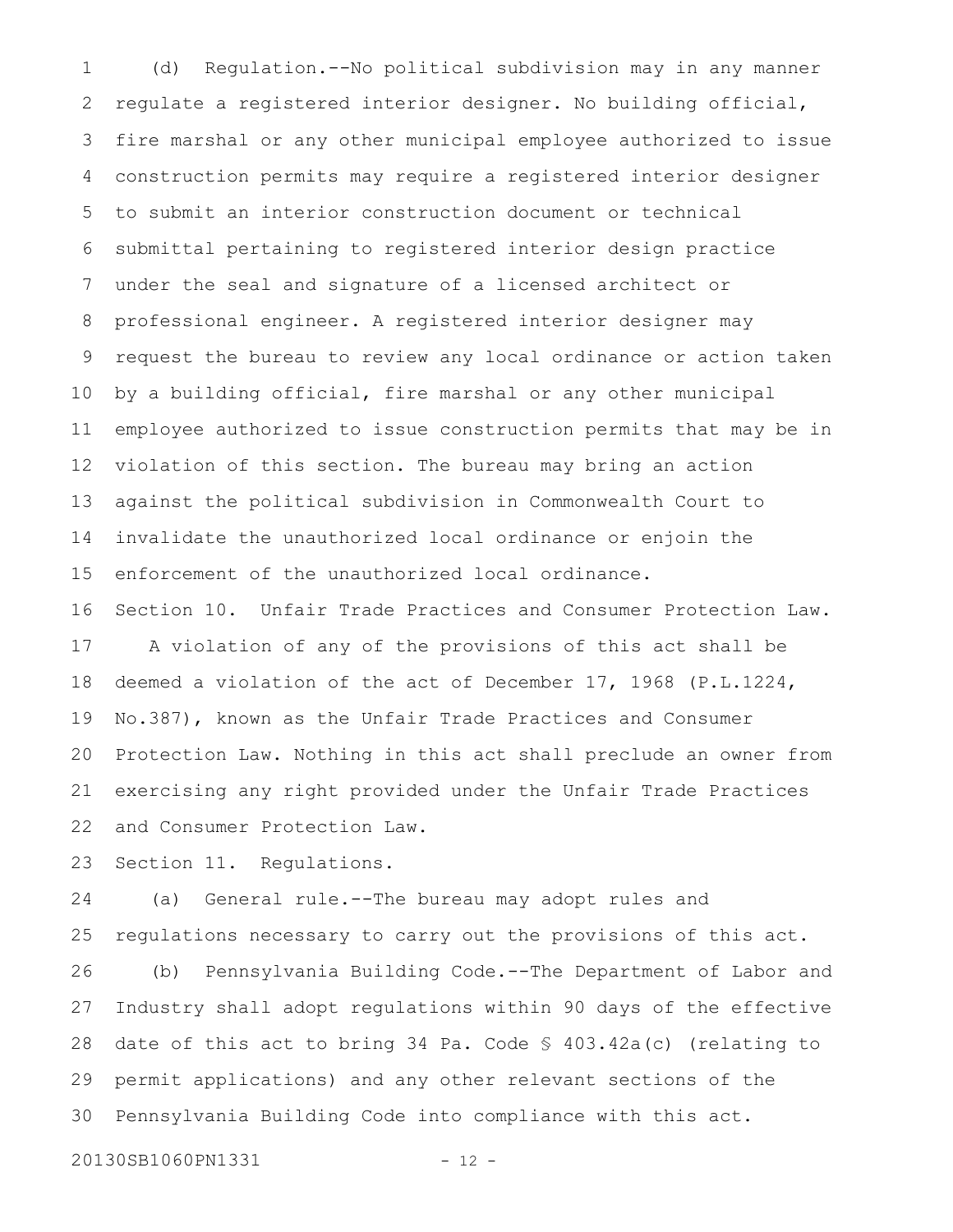(d) Regulation.--No political subdivision may in any manner regulate a registered interior designer. No building official, fire marshal or any other municipal employee authorized to issue construction permits may require a registered interior designer to submit an interior construction document or technical submittal pertaining to registered interior design practice under the seal and signature of a licensed architect or professional engineer. A registered interior designer may request the bureau to review any local ordinance or action taken by a building official, fire marshal or any other municipal employee authorized to issue construction permits that may be in violation of this section. The bureau may bring an action against the political subdivision in Commonwealth Court to invalidate the unauthorized local ordinance or enjoin the enforcement of the unauthorized local ordinance.

Section 10. Unfair Trade Practices and Consumer Protection Law.

A violation of any of the provisions of this act shall be deemed a violation of the act of December 17, 1968 (P.L.1224, No.387), known as the Unfair Trade Practices and Consumer Protection Law. Nothing in this act shall preclude an owner from exercising any right provided under the Unfair Trade Practices and Consumer Protection Law.

Section 11. Regulations.

(a) General rule.--The bureau may adopt rules and regulations necessary to carry out the provisions of this act.

(b) Pennsylvania Building Code.--The Department of Labor and Industry shall adopt regulations within 90 days of the effective date of this act to bring 34 Pa. Code § 403.42a(c) (relating to permit applications) and any other relevant sections of the Pennsylvania Building Code into compliance with this act.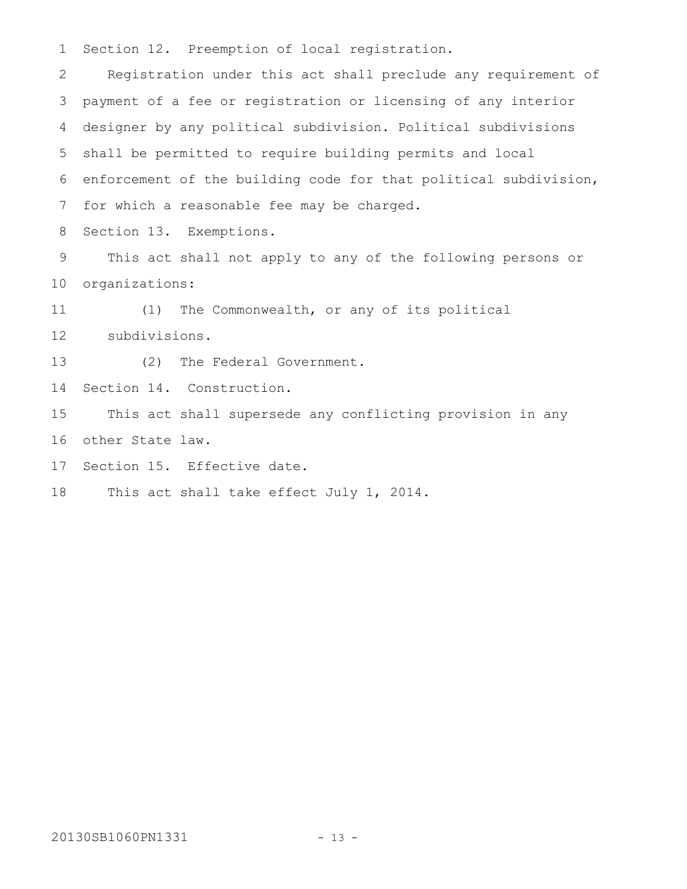Section 12. Preemption of local registration.

Registration under this act shall preclude any requirement of payment of a fee or registration or licensing of any interior designer by any political subdivision. Political subdivisions shall be permitted to require building permits and local enforcement of the building code for that political subdivision, for which a reasonable fee may be charged.

Section 13. Exemptions.

This act shall not apply to any of the following persons or organizations:

(1) The Commonwealth, or any of its political subdivisions.

(2) The Federal Government.

Section 14. Construction.

This act shall supersede any conflicting provision in any other State law.

Section 15. Effective date.

This act shall take effect July 1, 2014.